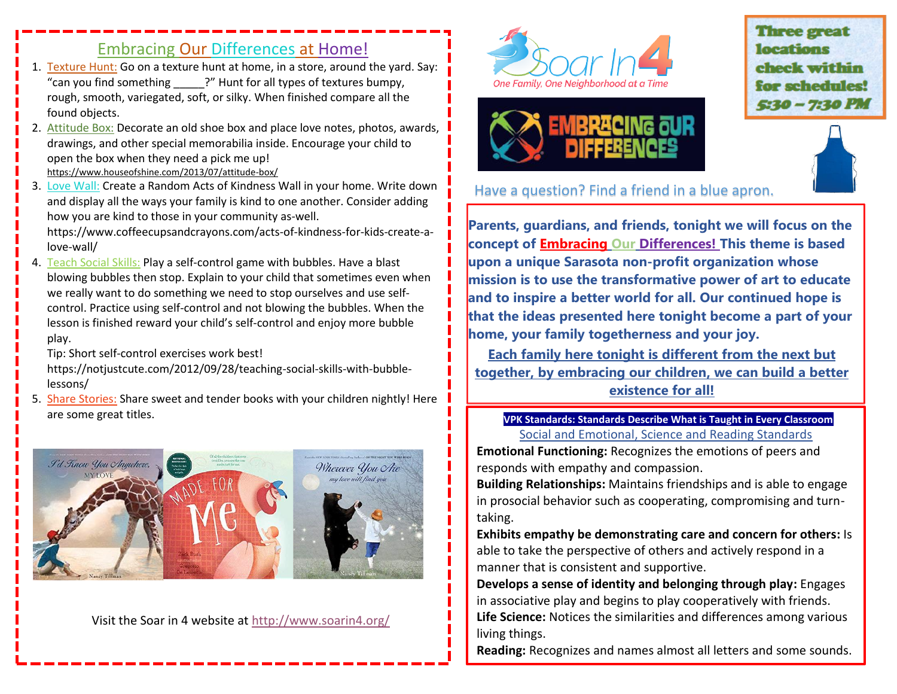# Embracing Our Differences at Home!

1. Texture Hunt: Go on a texture hunt at home, in a store, around the yard. Say: "can you find something _____?" Hunt for all types of textures bumpy, rough, smooth, variegated, soft, or silky. When finished compare all the found objects.
2. Attitude Box: Decorate an old shoe box and place love notes, photos, awards, drawings, and other special memorabilia inside. Encourage your child to open the box when they need a pick me up! https://www.houseofshine.com/2013/07/attitude-box/
3. Love Wall: Create a Random Acts of Kindness Wall in your home. Write down and display all the ways your family is kind to one another. Consider adding how you are kind to those in your community as-well. https://www.coffeecupsandcrayons.com/acts-of-kindness-for-kids-create-a-love-wall/
4. Teach Social Skills: Play a self-control game with bubbles. Have a blast blowing bubbles then stop. Explain to your child that sometimes even when we really want to do something we need to stop ourselves and use self-control. Practice using self-control and not blowing the bubbles. When the lesson is finished reward your child's self-control and enjoy more bubble play.
   Tip: Short self-control exercises work best!
   https://notjustcute.com/2012/09/28/teaching-social-skills-with-bubble-lessons/
5. Share Stories: Share sweet and tender books with your children nightly! Here are some great titles.

Visit the Soar in 4 website at http://www.soarin4.org/

Soar In 4
One Family, One Neighborhood at a Time

EMBRACING OUR DIFFERENCES

**Three great locations check within for schedules! 5:30 – 7:30 PM**

Have a question? Find a friend in a blue apron.

**Parents, guardians, and friends, tonight we will focus on the concept of Embracing Our Differences! This theme is based upon a unique Sarasota non-profit organization whose mission is to use the transformative power of art to educate and to inspire a better world for all. Our continued hope is that the ideas presented here tonight become a part of your home, your family togetherness and your joy.**

**Each family here tonight is different from the next but together, by embracing our children, we can build a better existence for all!**

**VPK Standards: Standards Describe What is Taught in Every Classroom**

Social and Emotional, Science and Reading Standards

**Emotional Functioning:** Recognizes the emotions of peers and responds with empathy and compassion.

**Building Relationships:** Maintains friendships and is able to engage in prosocial behavior such as cooperating, compromising and turn-taking.

**Exhibits empathy be demonstrating care and concern for others:** Is able to take the perspective of others and actively respond in a manner that is consistent and supportive.

**Develops a sense of identity and belonging through play:** Engages in associative play and begins to play cooperatively with friends.

**Life Science:** Notices the similarities and differences among various living things.

**Reading:** Recognizes and names almost all letters and some sounds.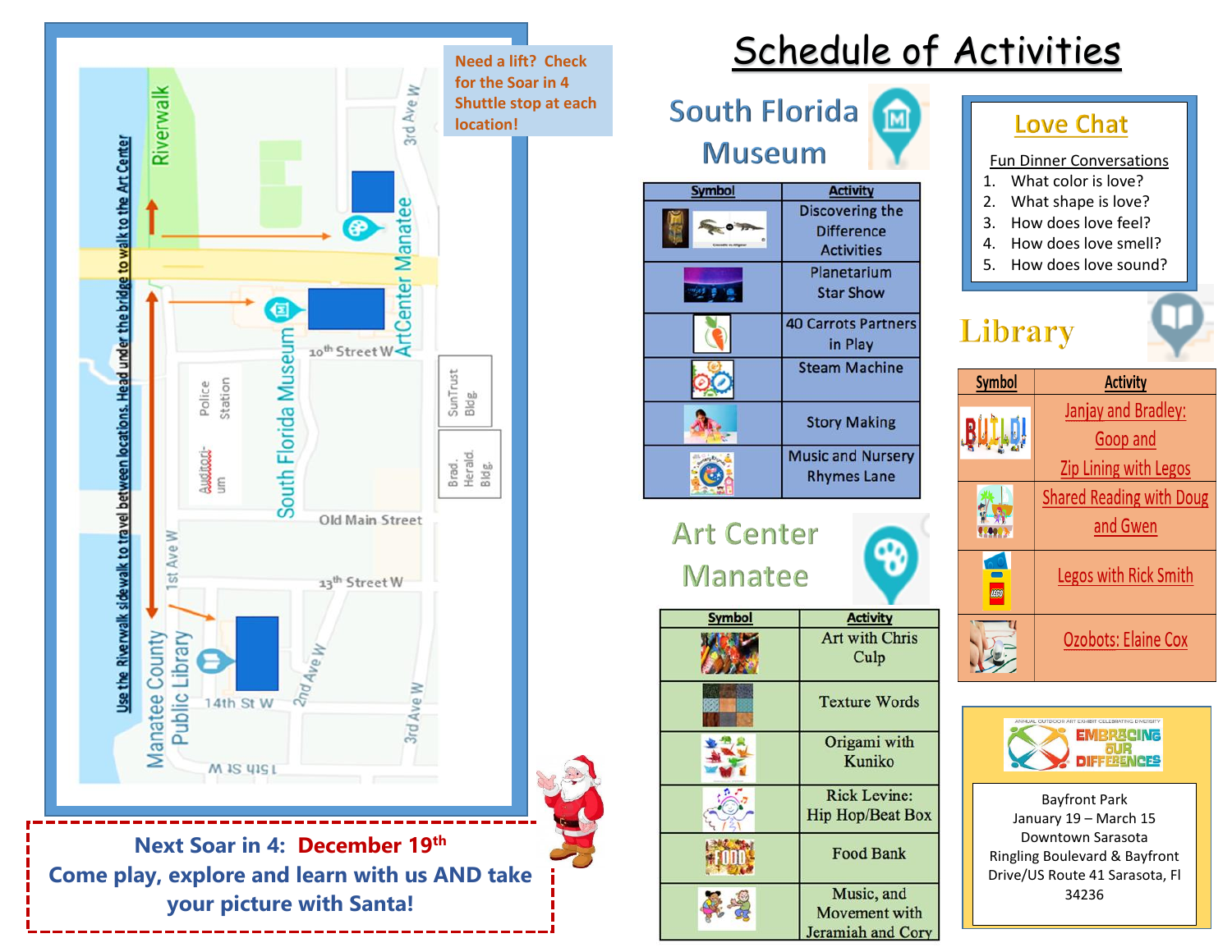Need a lift? Check for the Soar in 4 Shuttle stop at each location!

Use the Riverwalk sidewalk to travel between locations. Head under the bridge to walk to the Art Center

Riverwalk

3rd Ave W

ArtCenter Manatee

10th Street W

South Florida Museum

Police Station

Auditorium

SunTrust Bldg.

Brad. Herald. Bldg.

Old Main Street

1st Ave W

13th Street W

2nd Ave W

Manatee County Public Library

14th St W

3rd Ave W

15th St W

**Next Soar in 4: December 19th**
**Come play, explore and learn with us AND take your picture with Santa!**

# Schedule of Activities

## South Florida Museum

| Symbol | Activity |
|---|---|
| | Discovering the Difference Activities |
| | Planetarium Star Show |
| | 40 Carrots Partners in Play |
| | Steam Machine |
| | Story Making |
| | Music and Nursery Rhymes Lane |

## Art Center Manatee

| Symbol | Activity |
|---|---|
| | Art with Chris Culp |
| | Texture Words |
| | Origami with Kuniko |
| | Rick Levine: Hip Hop/Beat Box |
| | Food Bank |
| | Music, and Movement with Jeramiah and Cory |

## Love Chat

Fun Dinner Conversations

1. What color is love?
2. What shape is love?
3. How does love feel?
4. How does love smell?
5. How does love sound?

## Library

| Symbol | Activity |
|---|---|
| | Janjay and Bradley: Goop and Zip Lining with Legos |
| | Shared Reading with Doug and Gwen |
| | Legos with Rick Smith |
| | Ozobots: Elaine Cox |

ANNUAL OUTDOOR ART EXHIBIT CELEBRATING DIVERSITY

EMBRACING OUR DIFFERENCES

Bayfront Park
January 19 – March 15
Downtown Sarasota
Ringling Boulevard & Bayfront Drive/US Route 41 Sarasota, Fl 34236